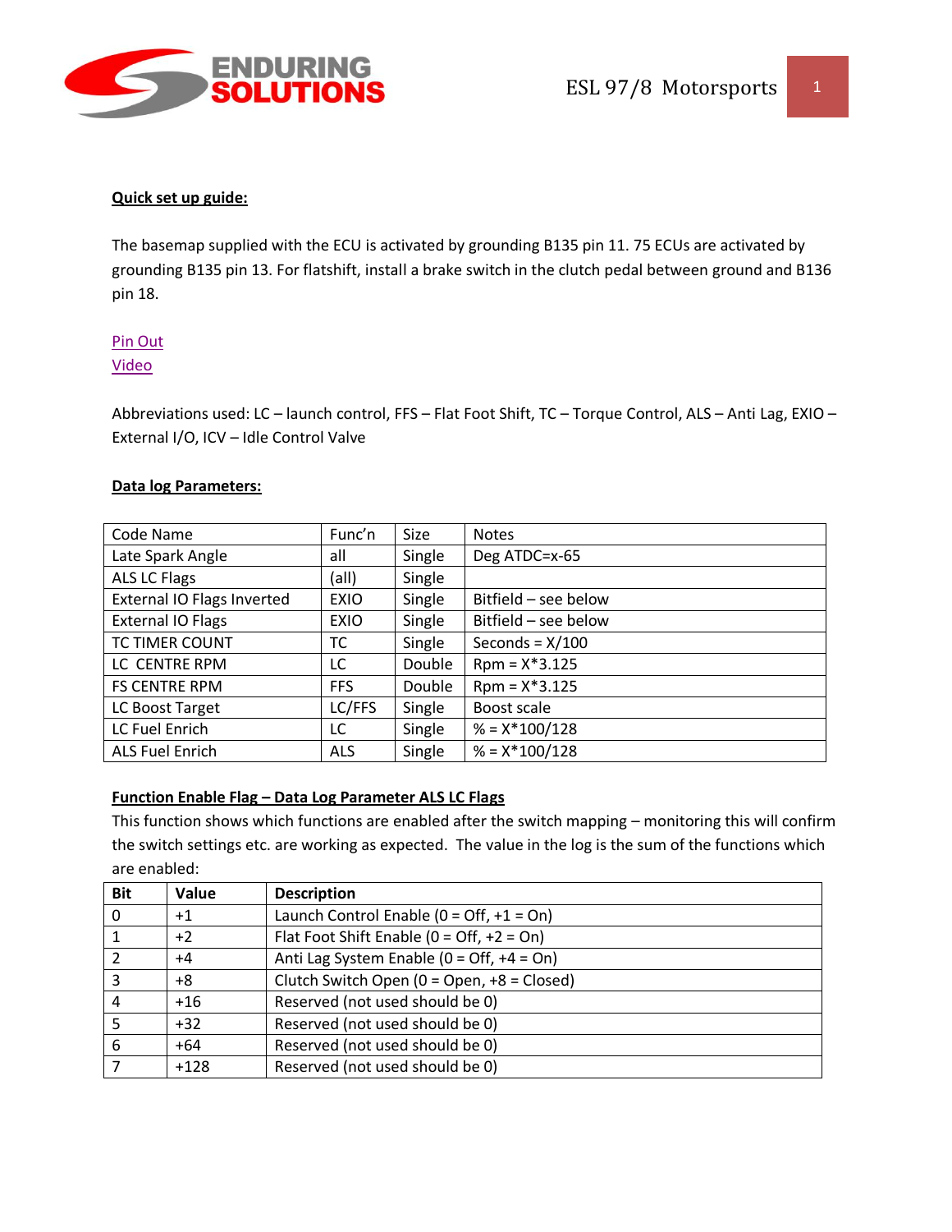**Quick set up guide:**

The basemap supplied with the ECU is activated by grounding B135 pin 11. 75 ECUs are activated by grounding B135 pin 13. For flatshift, install a brake switch in the clutch pedal between ground and B136 pin 18.

Pin Out
Video

Abbreviations used: LC – launch control, FFS – Flat Foot Shift, TC – Torque Control, ALS – Anti Lag, EXIO – External I/O, ICV – Idle Control Valve

**Data log Parameters:**

| Code Name | Func'n | Size | Notes |
|---|---|---|---|
| Late Spark Angle | all | Single | Deg ATDC=x-65 |
| ALS LC Flags | (all) | Single | |
| External IO Flags Inverted | EXIO | Single | Bitfield – see below |
| External IO Flags | EXIO | Single | Bitfield – see below |
| TC TIMER COUNT | TC | Single | Seconds = X/100 |
| LC CENTRE RPM | LC | Double | Rpm = X*3.125 |
| FS CENTRE RPM | FFS | Double | Rpm = X*3.125 |
| LC Boost Target | LC/FFS | Single | Boost scale |
| LC Fuel Enrich | LC | Single | % = X*100/128 |
| ALS Fuel Enrich | ALS | Single | % = X*100/128 |

**Function Enable Flag – Data Log Parameter ALS LC Flags**

This function shows which functions are enabled after the switch mapping – monitoring this will confirm the switch settings etc. are working as expected. The value in the log is the sum of the functions which are enabled:

| Bit | Value | Description |
|---|---|---|
| 0 | +1 | Launch Control Enable (0 = Off, +1 = On) |
| 1 | +2 | Flat Foot Shift Enable (0 = Off, +2 = On) |
| 2 | +4 | Anti Lag System Enable (0 = Off, +4 = On) |
| 3 | +8 | Clutch Switch Open (0 = Open, +8 = Closed) |
| 4 | +16 | Reserved (not used should be 0) |
| 5 | +32 | Reserved (not used should be 0) |
| 6 | +64 | Reserved (not used should be 0) |
| 7 | +128 | Reserved (not used should be 0) |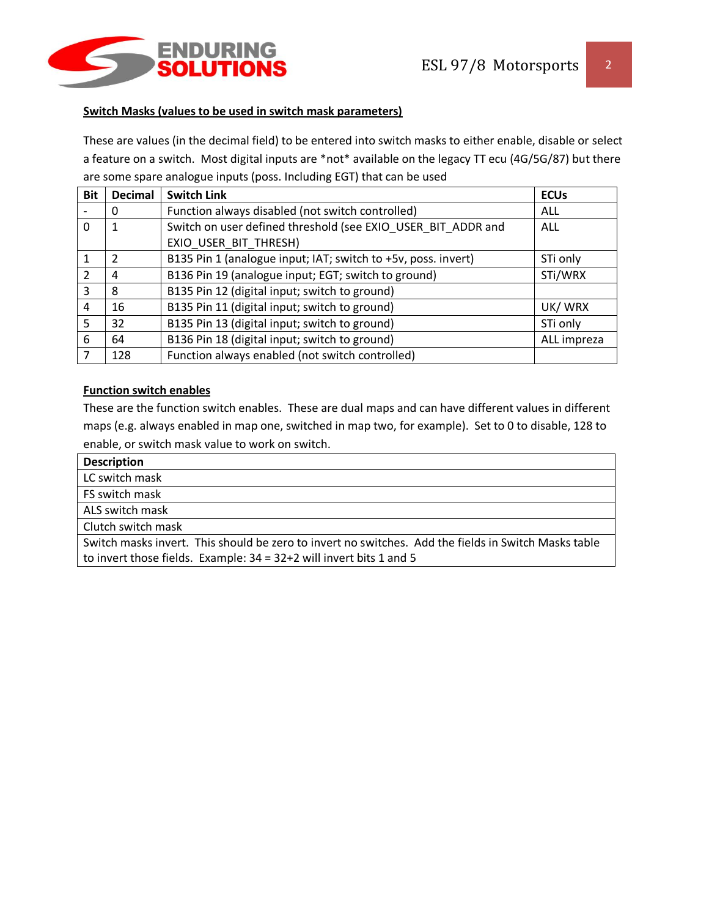**Switch Masks (values to be used in switch mask parameters)**

These are values (in the decimal field) to be entered into switch masks to either enable, disable or select a feature on a switch. Most digital inputs are *not* available on the legacy TT ecu (4G/5G/87) but there are some spare analogue inputs (poss. Including EGT) that can be used

| Bit | Decimal | Switch Link | ECUs |
|---|---|---|---|
| - | 0 | Function always disabled (not switch controlled) | ALL |
| 0 | 1 | Switch on user defined threshold (see EXIO_USER_BIT_ADDR and EXIO_USER_BIT_THRESH) | ALL |
| 1 | 2 | B135 Pin 1 (analogue input; IAT; switch to +5v, poss. invert) | STi only |
| 2 | 4 | B136 Pin 19 (analogue input; EGT; switch to ground) | STi/WRX |
| 3 | 8 | B135 Pin 12 (digital input; switch to ground) | |
| 4 | 16 | B135 Pin 11 (digital input; switch to ground) | UK/ WRX |
| 5 | 32 | B135 Pin 13 (digital input; switch to ground) | STi only |
| 6 | 64 | B136 Pin 18 (digital input; switch to ground) | ALL impreza |
| 7 | 128 | Function always enabled (not switch controlled) | |

**Function switch enables**

These are the function switch enables. These are dual maps and can have different values in different maps (e.g. always enabled in map one, switched in map two, for example). Set to 0 to disable, 128 to enable, or switch mask value to work on switch.

| Description |
|---|
| LC switch mask |
| FS switch mask |
| ALS switch mask |
| Clutch switch mask |
| Switch masks invert. This should be zero to invert no switches. Add the fields in Switch Masks table to invert those fields. Example: 34 = 32+2 will invert bits 1 and 5 |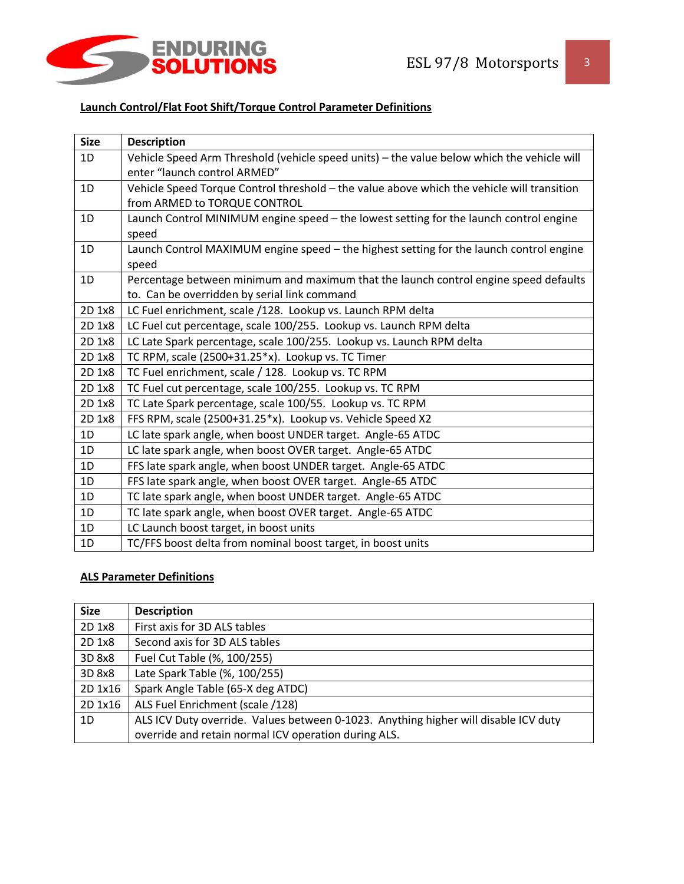**Launch Control/Flat Foot Shift/Torque Control Parameter Definitions**

| Size | Description |
|---|---|
| 1D | Vehicle Speed Arm Threshold (vehicle speed units) – the value below which the vehicle will enter "launch control ARMED" |
| 1D | Vehicle Speed Torque Control threshold – the value above which the vehicle will transition from ARMED to TORQUE CONTROL |
| 1D | Launch Control MINIMUM engine speed – the lowest setting for the launch control engine speed |
| 1D | Launch Control MAXIMUM engine speed – the highest setting for the launch control engine speed |
| 1D | Percentage between minimum and maximum that the launch control engine speed defaults to. Can be overridden by serial link command |
| 2D 1x8 | LC Fuel enrichment, scale /128. Lookup vs. Launch RPM delta |
| 2D 1x8 | LC Fuel cut percentage, scale 100/255. Lookup vs. Launch RPM delta |
| 2D 1x8 | LC Late Spark percentage, scale 100/255. Lookup vs. Launch RPM delta |
| 2D 1x8 | TC RPM, scale (2500+31.25*x). Lookup vs. TC Timer |
| 2D 1x8 | TC Fuel enrichment, scale / 128. Lookup vs. TC RPM |
| 2D 1x8 | TC Fuel cut percentage, scale 100/255. Lookup vs. TC RPM |
| 2D 1x8 | TC Late Spark percentage, scale 100/55. Lookup vs. TC RPM |
| 2D 1x8 | FFS RPM, scale (2500+31.25*x). Lookup vs. Vehicle Speed X2 |
| 1D | LC late spark angle, when boost UNDER target. Angle-65 ATDC |
| 1D | LC late spark angle, when boost OVER target. Angle-65 ATDC |
| 1D | FFS late spark angle, when boost UNDER target. Angle-65 ATDC |
| 1D | FFS late spark angle, when boost OVER target. Angle-65 ATDC |
| 1D | TC late spark angle, when boost UNDER target. Angle-65 ATDC |
| 1D | TC late spark angle, when boost OVER target. Angle-65 ATDC |
| 1D | LC Launch boost target, in boost units |
| 1D | TC/FFS boost delta from nominal boost target, in boost units |

**ALS Parameter Definitions**

| Size | Description |
|---|---|
| 2D 1x8 | First axis for 3D ALS tables |
| 2D 1x8 | Second axis for 3D ALS tables |
| 3D 8x8 | Fuel Cut Table (%, 100/255) |
| 3D 8x8 | Late Spark Table (%, 100/255) |
| 2D 1x16 | Spark Angle Table (65-X deg ATDC) |
| 2D 1x16 | ALS Fuel Enrichment (scale /128) |
| 1D | ALS ICV Duty override. Values between 0-1023. Anything higher will disable ICV duty override and retain normal ICV operation during ALS. |